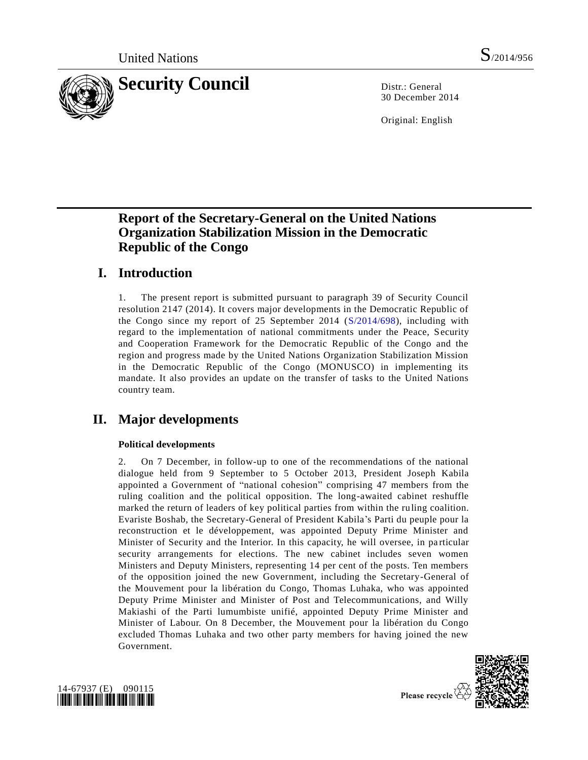United Nations S/2014/956

# Security Council

Distr.: General
30 December 2014

Original: English

# Report of the Secretary-General on the United Nations Organization Stabilization Mission in the Democratic Republic of the Congo

## I. Introduction

1. The present report is submitted pursuant to paragraph 39 of Security Council resolution 2147 (2014). It covers major developments in the Democratic Republic of the Congo since my report of 25 September 2014 (S/2014/698), including with regard to the implementation of national commitments under the Peace, Security and Cooperation Framework for the Democratic Republic of the Congo and the region and progress made by the United Nations Organization Stabilization Mission in the Democratic Republic of the Congo (MONUSCO) in implementing its mandate. It also provides an update on the transfer of tasks to the United Nations country team.

## II. Major developments

### Political developments

2. On 7 December, in follow-up to one of the recommendations of the national dialogue held from 9 September to 5 October 2013, President Joseph Kabila appointed a Government of "national cohesion" comprising 47 members from the ruling coalition and the political opposition. The long-awaited cabinet reshuffle marked the return of leaders of key political parties from within the ruling coalition. Evariste Boshab, the Secretary-General of President Kabila's Parti du peuple pour la reconstruction et le développement, was appointed Deputy Prime Minister and Minister of Security and the Interior. In this capacity, he will oversee, in particular security arrangements for elections. The new cabinet includes seven women Ministers and Deputy Ministers, representing 14 per cent of the posts. Ten members of the opposition joined the new Government, including the Secretary-General of the Mouvement pour la libération du Congo, Thomas Luhaka, who was appointed Deputy Prime Minister and Minister of Post and Telecommunications, and Willy Makiashi of the Parti lumumbiste unifié, appointed Deputy Prime Minister and Minister of Labour. On 8 December, the Mouvement pour la libération du Congo excluded Thomas Luhaka and two other party members for having joined the new Government.

14-67937 (E) 090115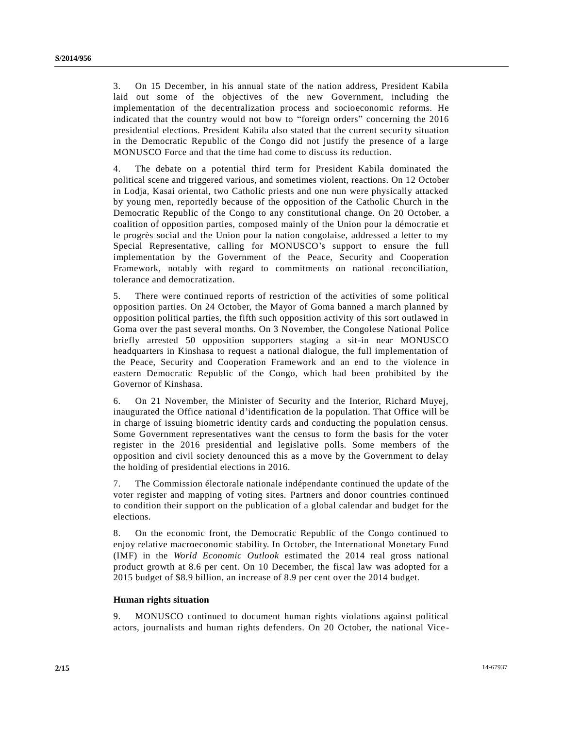3. On 15 December, in his annual state of the nation address, President Kabila laid out some of the objectives of the new Government, including the implementation of the decentralization process and socioeconomic reforms. He indicated that the country would not bow to "foreign orders" concerning the 2016 presidential elections. President Kabila also stated that the current security situation in the Democratic Republic of the Congo did not justify the presence of a large MONUSCO Force and that the time had come to discuss its reduction.

4. The debate on a potential third term for President Kabila dominated the political scene and triggered various, and sometimes violent, reactions. On 12 October in Lodja, Kasai oriental, two Catholic priests and one nun were physically attacked by young men, reportedly because of the opposition of the Catholic Church in the Democratic Republic of the Congo to any constitutional change. On 20 October, a coalition of opposition parties, composed mainly of the Union pour la démocratie et le progrès social and the Union pour la nation congolaise, addressed a letter to my Special Representative, calling for MONUSCO's support to ensure the full implementation by the Government of the Peace, Security and Cooperation Framework, notably with regard to commitments on national reconciliation, tolerance and democratization.

5. There were continued reports of restriction of the activities of some political opposition parties. On 24 October, the Mayor of Goma banned a march planned by opposition political parties, the fifth such opposition activity of this sort outlawed in Goma over the past several months. On 3 November, the Congolese National Police briefly arrested 50 opposition supporters staging a sit-in near MONUSCO headquarters in Kinshasa to request a national dialogue, the full implementation of the Peace, Security and Cooperation Framework and an end to the violence in eastern Democratic Republic of the Congo, which had been prohibited by the Governor of Kinshasa.

6. On 21 November, the Minister of Security and the Interior, Richard Muyej, inaugurated the Office national d'identification de la population. That Office will be in charge of issuing biometric identity cards and conducting the population census. Some Government representatives want the census to form the basis for the voter register in the 2016 presidential and legislative polls. Some members of the opposition and civil society denounced this as a move by the Government to delay the holding of presidential elections in 2016.

7. The Commission électorale nationale indépendante continued the update of the voter register and mapping of voting sites. Partners and donor countries continued to condition their support on the publication of a global calendar and budget for the elections.

8. On the economic front, the Democratic Republic of the Congo continued to enjoy relative macroeconomic stability. In October, the International Monetary Fund (IMF) in the *World Economic Outlook* estimated the 2014 real gross national product growth at 8.6 per cent. On 10 December, the fiscal law was adopted for a 2015 budget of $8.9 billion, an increase of 8.9 per cent over the 2014 budget.

### Human rights situation

9. MONUSCO continued to document human rights violations against political actors, journalists and human rights defenders. On 20 October, the national Vice-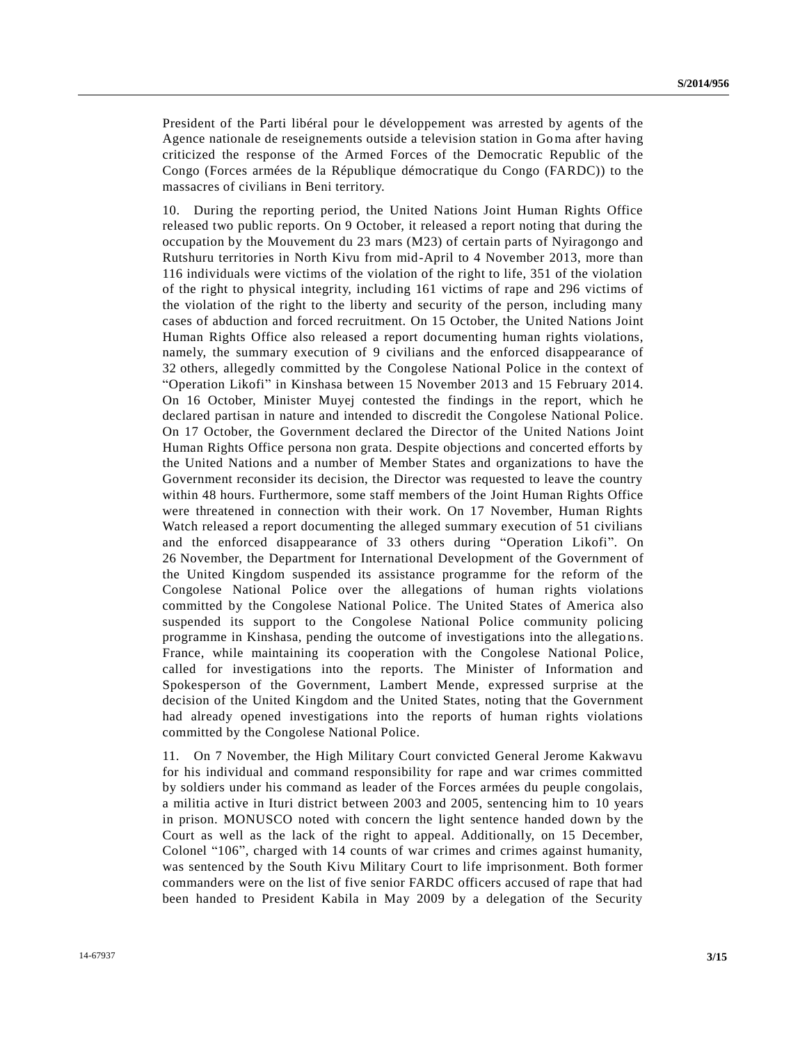President of the Parti libéral pour le développement was arrested by agents of the Agence nationale de reseignements outside a television station in Goma after having criticized the response of the Armed Forces of the Democratic Republic of the Congo (Forces armées de la République démocratique du Congo (FARDC)) to the massacres of civilians in Beni territory.

10. During the reporting period, the United Nations Joint Human Rights Office released two public reports. On 9 October, it released a report noting that during the occupation by the Mouvement du 23 mars (M23) of certain parts of Nyiragongo and Rutshuru territories in North Kivu from mid-April to 4 November 2013, more than 116 individuals were victims of the violation of the right to life, 351 of the violation of the right to physical integrity, including 161 victims of rape and 296 victims of the violation of the right to the liberty and security of the person, including many cases of abduction and forced recruitment. On 15 October, the United Nations Joint Human Rights Office also released a report documenting human rights violations, namely, the summary execution of 9 civilians and the enforced disappearance of 32 others, allegedly committed by the Congolese National Police in the context of "Operation Likofi" in Kinshasa between 15 November 2013 and 15 February 2014. On 16 October, Minister Muyej contested the findings in the report, which he declared partisan in nature and intended to discredit the Congolese National Police. On 17 October, the Government declared the Director of the United Nations Joint Human Rights Office persona non grata. Despite objections and concerted efforts by the United Nations and a number of Member States and organizations to have the Government reconsider its decision, the Director was requested to leave the country within 48 hours. Furthermore, some staff members of the Joint Human Rights Office were threatened in connection with their work. On 17 November, Human Rights Watch released a report documenting the alleged summary execution of 51 civilians and the enforced disappearance of 33 others during "Operation Likofi". On 26 November, the Department for International Development of the Government of the United Kingdom suspended its assistance programme for the reform of the Congolese National Police over the allegations of human rights violations committed by the Congolese National Police. The United States of America also suspended its support to the Congolese National Police community policing programme in Kinshasa, pending the outcome of investigations into the allegations. France, while maintaining its cooperation with the Congolese National Police, called for investigations into the reports. The Minister of Information and Spokesperson of the Government, Lambert Mende, expressed surprise at the decision of the United Kingdom and the United States, noting that the Government had already opened investigations into the reports of human rights violations committed by the Congolese National Police.

11. On 7 November, the High Military Court convicted General Jerome Kakwavu for his individual and command responsibility for rape and war crimes committed by soldiers under his command as leader of the Forces armées du peuple congolais, a militia active in Ituri district between 2003 and 2005, sentencing him to 10 years in prison. MONUSCO noted with concern the light sentence handed down by the Court as well as the lack of the right to appeal. Additionally, on 15 December, Colonel "106", charged with 14 counts of war crimes and crimes against humanity, was sentenced by the South Kivu Military Court to life imprisonment. Both former commanders were on the list of five senior FARDC officers accused of rape that had been handed to President Kabila in May 2009 by a delegation of the Security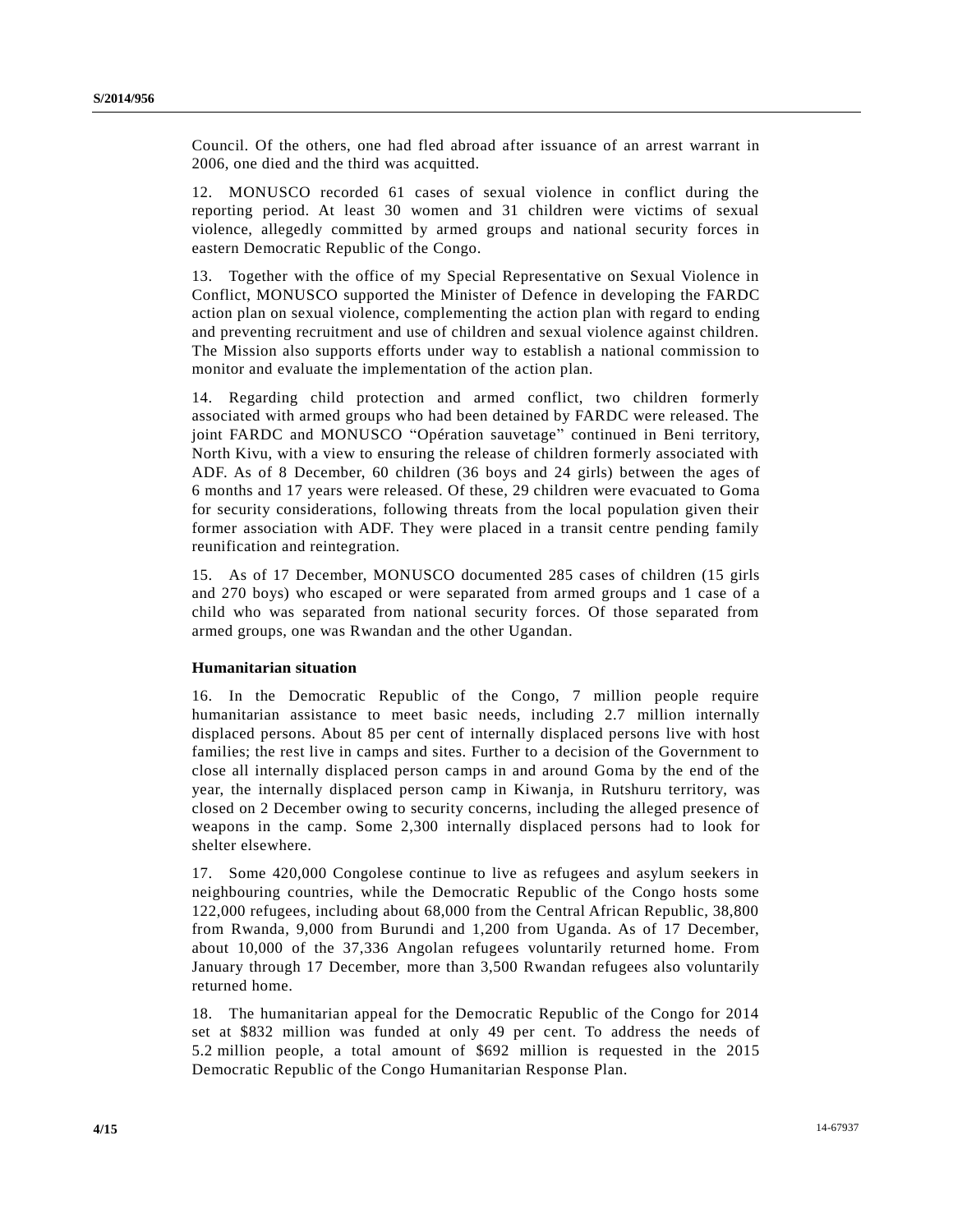Council. Of the others, one had fled abroad after issuance of an arrest warrant in 2006, one died and the third was acquitted.

12. MONUSCO recorded 61 cases of sexual violence in conflict during the reporting period. At least 30 women and 31 children were victims of sexual violence, allegedly committed by armed groups and national security forces in eastern Democratic Republic of the Congo.

13. Together with the office of my Special Representative on Sexual Violence in Conflict, MONUSCO supported the Minister of Defence in developing the FARDC action plan on sexual violence, complementing the action plan with regard to ending and preventing recruitment and use of children and sexual violence against children. The Mission also supports efforts under way to establish a national commission to monitor and evaluate the implementation of the action plan.

14. Regarding child protection and armed conflict, two children formerly associated with armed groups who had been detained by FARDC were released. The joint FARDC and MONUSCO "Opération sauvetage" continued in Beni territory, North Kivu, with a view to ensuring the release of children formerly associated with ADF. As of 8 December, 60 children (36 boys and 24 girls) between the ages of 6 months and 17 years were released. Of these, 29 children were evacuated to Goma for security considerations, following threats from the local population given their former association with ADF. They were placed in a transit centre pending family reunification and reintegration.

15. As of 17 December, MONUSCO documented 285 cases of children (15 girls and 270 boys) who escaped or were separated from armed groups and 1 case of a child who was separated from national security forces. Of those separated from armed groups, one was Rwandan and the other Ugandan.

### Humanitarian situation

16. In the Democratic Republic of the Congo, 7 million people require humanitarian assistance to meet basic needs, including 2.7 million internally displaced persons. About 85 per cent of internally displaced persons live with host families; the rest live in camps and sites. Further to a decision of the Government to close all internally displaced person camps in and around Goma by the end of the year, the internally displaced person camp in Kiwanja, in Rutshuru territory, was closed on 2 December owing to security concerns, including the alleged presence of weapons in the camp. Some 2,300 internally displaced persons had to look for shelter elsewhere.

17. Some 420,000 Congolese continue to live as refugees and asylum seekers in neighbouring countries, while the Democratic Republic of the Congo hosts some 122,000 refugees, including about 68,000 from the Central African Republic, 38,800 from Rwanda, 9,000 from Burundi and 1,200 from Uganda. As of 17 December, about 10,000 of the 37,336 Angolan refugees voluntarily returned home. From January through 17 December, more than 3,500 Rwandan refugees also voluntarily returned home.

18. The humanitarian appeal for the Democratic Republic of the Congo for 2014 set at $832 million was funded at only 49 per cent. To address the needs of 5.2 million people, a total amount of $692 million is requested in the 2015 Democratic Republic of the Congo Humanitarian Response Plan.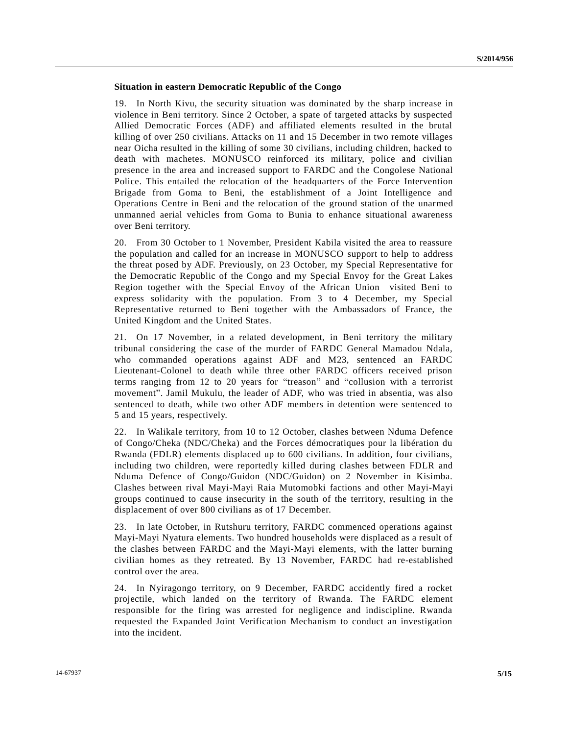**Situation in eastern Democratic Republic of the Congo**

19. In North Kivu, the security situation was dominated by the sharp increase in violence in Beni territory. Since 2 October, a spate of targeted attacks by suspected Allied Democratic Forces (ADF) and affiliated elements resulted in the brutal killing of over 250 civilians. Attacks on 11 and 15 December in two remote villages near Oicha resulted in the killing of some 30 civilians, including children, hacked to death with machetes. MONUSCO reinforced its military, police and civilian presence in the area and increased support to FARDC and the Congolese National Police. This entailed the relocation of the headquarters of the Force Intervention Brigade from Goma to Beni, the establishment of a Joint Intelligence and Operations Centre in Beni and the relocation of the ground station of the unarmed unmanned aerial vehicles from Goma to Bunia to enhance situational awareness over Beni territory.

20. From 30 October to 1 November, President Kabila visited the area to reassure the population and called for an increase in MONUSCO support to help to address the threat posed by ADF. Previously, on 23 October, my Special Representative for the Democratic Republic of the Congo and my Special Envoy for the Great Lakes Region together with the Special Envoy of the African Union visited Beni to express solidarity with the population. From 3 to 4 December, my Special Representative returned to Beni together with the Ambassadors of France, the United Kingdom and the United States.

21. On 17 November, in a related development, in Beni territory the military tribunal considering the case of the murder of FARDC General Mamadou Ndala, who commanded operations against ADF and M23, sentenced an FARDC Lieutenant-Colonel to death while three other FARDC officers received prison terms ranging from 12 to 20 years for "treason" and "collusion with a terrorist movement". Jamil Mukulu, the leader of ADF, who was tried in absentia, was also sentenced to death, while two other ADF members in detention were sentenced to 5 and 15 years, respectively.

22. In Walikale territory, from 10 to 12 October, clashes between Nduma Defence of Congo/Cheka (NDC/Cheka) and the Forces démocratiques pour la libération du Rwanda (FDLR) elements displaced up to 600 civilians. In addition, four civilians, including two children, were reportedly killed during clashes between FDLR and Nduma Defence of Congo/Guidon (NDC/Guidon) on 2 November in Kisimba. Clashes between rival Mayi-Mayi Raia Mutomobki factions and other Mayi-Mayi groups continued to cause insecurity in the south of the territory, resulting in the displacement of over 800 civilians as of 17 December.

23. In late October, in Rutshuru territory, FARDC commenced operations against Mayi-Mayi Nyatura elements. Two hundred households were displaced as a result of the clashes between FARDC and the Mayi-Mayi elements, with the latter burning civilian homes as they retreated. By 13 November, FARDC had re-established control over the area.

24. In Nyiragongo territory, on 9 December, FARDC accidently fired a rocket projectile, which landed on the territory of Rwanda. The FARDC element responsible for the firing was arrested for negligence and indiscipline. Rwanda requested the Expanded Joint Verification Mechanism to conduct an investigation into the incident.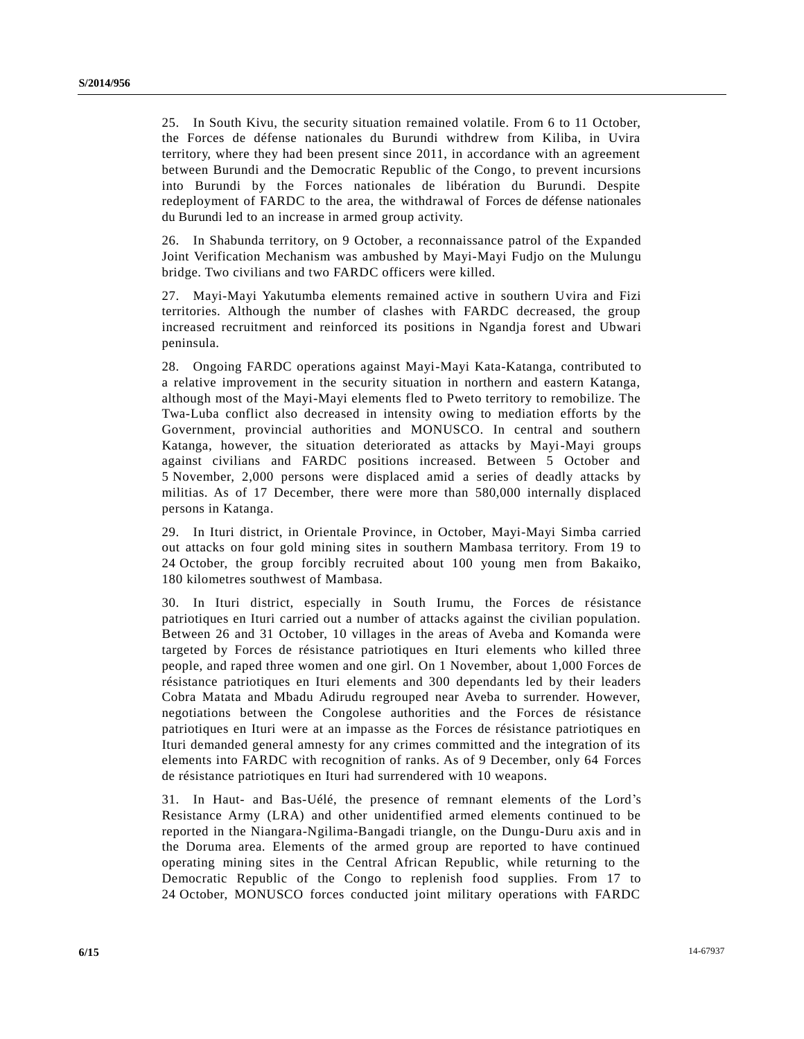25. In South Kivu, the security situation remained volatile. From 6 to 11 October, the Forces de défense nationales du Burundi withdrew from Kiliba, in Uvira territory, where they had been present since 2011, in accordance with an agreement between Burundi and the Democratic Republic of the Congo, to prevent incursions into Burundi by the Forces nationales de libération du Burundi. Despite redeployment of FARDC to the area, the withdrawal of Forces de défense nationales du Burundi led to an increase in armed group activity.

26. In Shabunda territory, on 9 October, a reconnaissance patrol of the Expanded Joint Verification Mechanism was ambushed by Mayi-Mayi Fudjo on the Mulungu bridge. Two civilians and two FARDC officers were killed.

27. Mayi-Mayi Yakutumba elements remained active in southern Uvira and Fizi territories. Although the number of clashes with FARDC decreased, the group increased recruitment and reinforced its positions in Ngandja forest and Ubwari peninsula.

28. Ongoing FARDC operations against Mayi-Mayi Kata-Katanga, contributed to a relative improvement in the security situation in northern and eastern Katanga, although most of the Mayi-Mayi elements fled to Pweto territory to remobilize. The Twa-Luba conflict also decreased in intensity owing to mediation efforts by the Government, provincial authorities and MONUSCO. In central and southern Katanga, however, the situation deteriorated as attacks by Mayi-Mayi groups against civilians and FARDC positions increased. Between 5 October and 5 November, 2,000 persons were displaced amid a series of deadly attacks by militias. As of 17 December, there were more than 580,000 internally displaced persons in Katanga.

29. In Ituri district, in Orientale Province, in October, Mayi-Mayi Simba carried out attacks on four gold mining sites in southern Mambasa territory. From 19 to 24 October, the group forcibly recruited about 100 young men from Bakaiko, 180 kilometres southwest of Mambasa.

30. In Ituri district, especially in South Irumu, the Forces de résistance patriotiques en Ituri carried out a number of attacks against the civilian population. Between 26 and 31 October, 10 villages in the areas of Aveba and Komanda were targeted by Forces de résistance patriotiques en Ituri elements who killed three people, and raped three women and one girl. On 1 November, about 1,000 Forces de résistance patriotiques en Ituri elements and 300 dependants led by their leaders Cobra Matata and Mbadu Adirudu regrouped near Aveba to surrender. However, negotiations between the Congolese authorities and the Forces de résistance patriotiques en Ituri were at an impasse as the Forces de résistance patriotiques en Ituri demanded general amnesty for any crimes committed and the integration of its elements into FARDC with recognition of ranks. As of 9 December, only 64 Forces de résistance patriotiques en Ituri had surrendered with 10 weapons.

31. In Haut- and Bas-Uélé, the presence of remnant elements of the Lord's Resistance Army (LRA) and other unidentified armed elements continued to be reported in the Niangara-Ngilima-Bangadi triangle, on the Dungu-Duru axis and in the Doruma area. Elements of the armed group are reported to have continued operating mining sites in the Central African Republic, while returning to the Democratic Republic of the Congo to replenish food supplies. From 17 to 24 October, MONUSCO forces conducted joint military operations with FARDC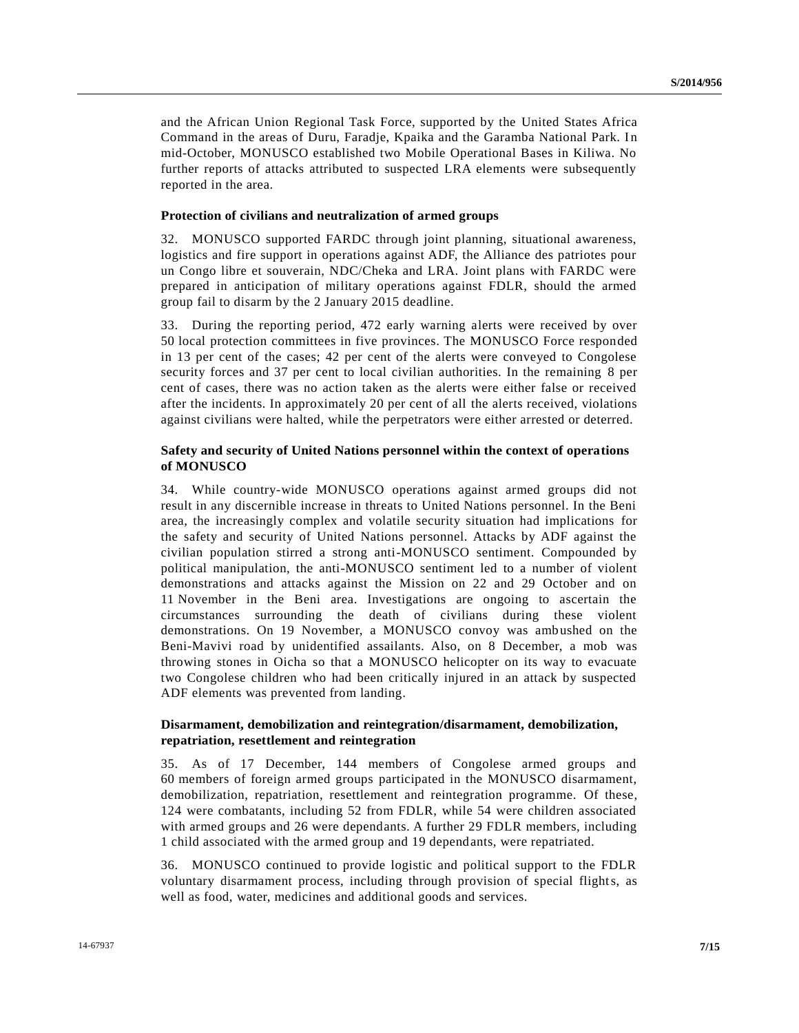and the African Union Regional Task Force, supported by the United States Africa Command in the areas of Duru, Faradje, Kpaika and the Garamba National Park. In mid-October, MONUSCO established two Mobile Operational Bases in Kiliwa. No further reports of attacks attributed to suspected LRA elements were subsequently reported in the area.

### Protection of civilians and neutralization of armed groups

32. MONUSCO supported FARDC through joint planning, situational awareness, logistics and fire support in operations against ADF, the Alliance des patriotes pour un Congo libre et souverain, NDC/Cheka and LRA. Joint plans with FARDC were prepared in anticipation of military operations against FDLR, should the armed group fail to disarm by the 2 January 2015 deadline.

33. During the reporting period, 472 early warning alerts were received by over 50 local protection committees in five provinces. The MONUSCO Force responded in 13 per cent of the cases; 42 per cent of the alerts were conveyed to Congolese security forces and 37 per cent to local civilian authorities. In the remaining 8 per cent of cases, there was no action taken as the alerts were either false or received after the incidents. In approximately 20 per cent of all the alerts received, violations against civilians were halted, while the perpetrators were either arrested or deterred.

### Safety and security of United Nations personnel within the context of operations of MONUSCO

34. While country-wide MONUSCO operations against armed groups did not result in any discernible increase in threats to United Nations personnel. In the Beni area, the increasingly complex and volatile security situation had implications for the safety and security of United Nations personnel. Attacks by ADF against the civilian population stirred a strong anti-MONUSCO sentiment. Compounded by political manipulation, the anti-MONUSCO sentiment led to a number of violent demonstrations and attacks against the Mission on 22 and 29 October and on 11 November in the Beni area. Investigations are ongoing to ascertain the circumstances surrounding the death of civilians during these violent demonstrations. On 19 November, a MONUSCO convoy was ambushed on the Beni-Mavivi road by unidentified assailants. Also, on 8 December, a mob was throwing stones in Oicha so that a MONUSCO helicopter on its way to evacuate two Congolese children who had been critically injured in an attack by suspected ADF elements was prevented from landing.

### Disarmament, demobilization and reintegration/disarmament, demobilization, repatriation, resettlement and reintegration

35. As of 17 December, 144 members of Congolese armed groups and 60 members of foreign armed groups participated in the MONUSCO disarmament, demobilization, repatriation, resettlement and reintegration programme. Of these, 124 were combatants, including 52 from FDLR, while 54 were children associated with armed groups and 26 were dependants. A further 29 FDLR members, including 1 child associated with the armed group and 19 dependants, were repatriated.

36. MONUSCO continued to provide logistic and political support to the FDLR voluntary disarmament process, including through provision of special flights, as well as food, water, medicines and additional goods and services.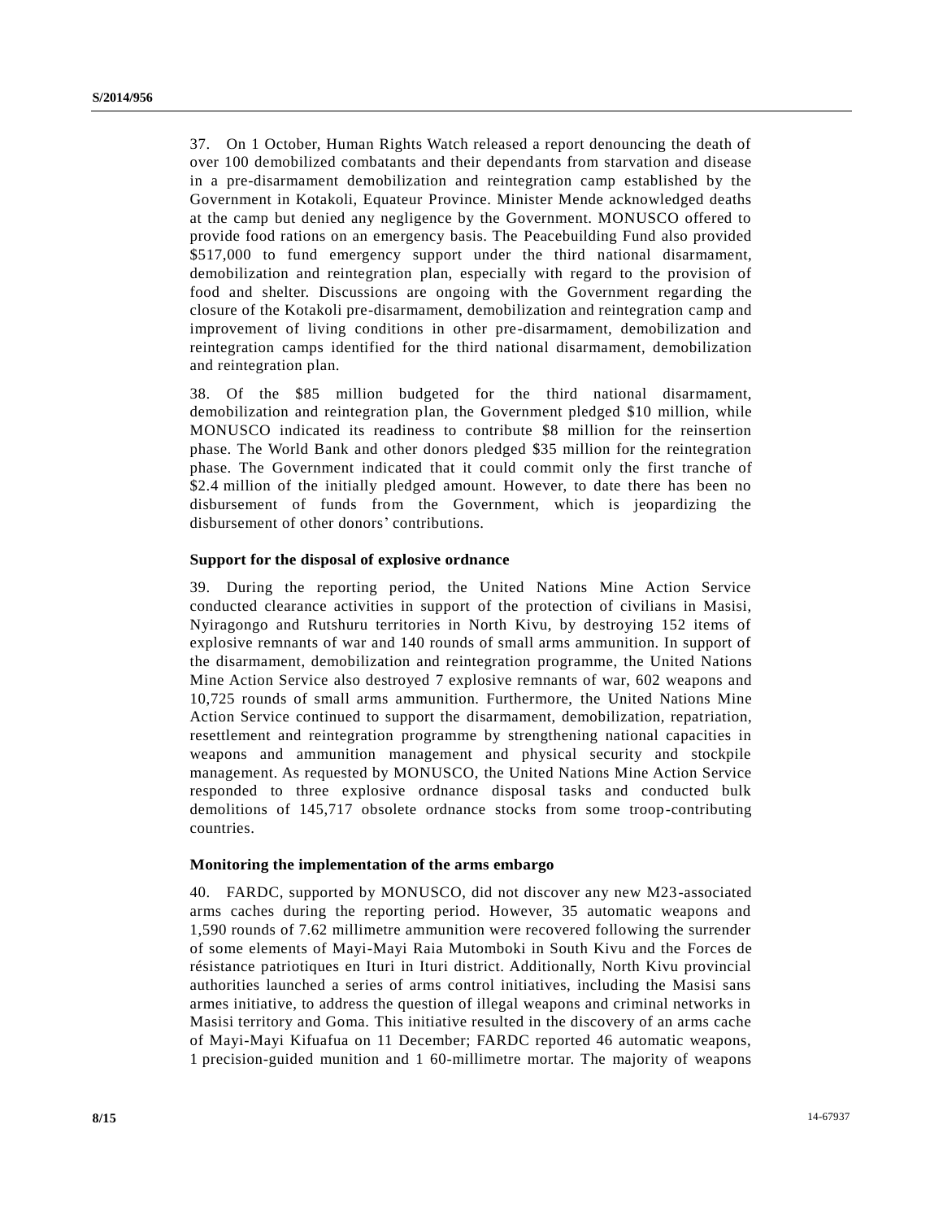37. On 1 October, Human Rights Watch released a report denouncing the death of over 100 demobilized combatants and their dependants from starvation and disease in a pre-disarmament demobilization and reintegration camp established by the Government in Kotakoli, Equateur Province. Minister Mende acknowledged deaths at the camp but denied any negligence by the Government. MONUSCO offered to provide food rations on an emergency basis. The Peacebuilding Fund also provided $517,000 to fund emergency support under the third national disarmament, demobilization and reintegration plan, especially with regard to the provision of food and shelter. Discussions are ongoing with the Government regarding the closure of the Kotakoli pre-disarmament, demobilization and reintegration camp and improvement of living conditions in other pre-disarmament, demobilization and reintegration camps identified for the third national disarmament, demobilization and reintegration plan.

38. Of the $85 million budgeted for the third national disarmament, demobilization and reintegration plan, the Government pledged $10 million, while MONUSCO indicated its readiness to contribute $8 million for the reinsertion phase. The World Bank and other donors pledged $35 million for the reintegration phase. The Government indicated that it could commit only the first tranche of $2.4 million of the initially pledged amount. However, to date there has been no disbursement of funds from the Government, which is jeopardizing the disbursement of other donors' contributions.

### Support for the disposal of explosive ordnance

39. During the reporting period, the United Nations Mine Action Service conducted clearance activities in support of the protection of civilians in Masisi, Nyiragongo and Rutshuru territories in North Kivu, by destroying 152 items of explosive remnants of war and 140 rounds of small arms ammunition. In support of the disarmament, demobilization and reintegration programme, the United Nations Mine Action Service also destroyed 7 explosive remnants of war, 602 weapons and 10,725 rounds of small arms ammunition. Furthermore, the United Nations Mine Action Service continued to support the disarmament, demobilization, repatriation, resettlement and reintegration programme by strengthening national capacities in weapons and ammunition management and physical security and stockpile management. As requested by MONUSCO, the United Nations Mine Action Service responded to three explosive ordnance disposal tasks and conducted bulk demolitions of 145,717 obsolete ordnance stocks from some troop-contributing countries.

### Monitoring the implementation of the arms embargo

40. FARDC, supported by MONUSCO, did not discover any new M23-associated arms caches during the reporting period. However, 35 automatic weapons and 1,590 rounds of 7.62 millimetre ammunition were recovered following the surrender of some elements of Mayi-Mayi Raia Mutomboki in South Kivu and the Forces de résistance patriotiques en Ituri in Ituri district. Additionally, North Kivu provincial authorities launched a series of arms control initiatives, including the Masisi sans armes initiative, to address the question of illegal weapons and criminal networks in Masisi territory and Goma. This initiative resulted in the discovery of an arms cache of Mayi-Mayi Kifuafua on 11 December; FARDC reported 46 automatic weapons, 1 precision-guided munition and 1 60-millimetre mortar. The majority of weapons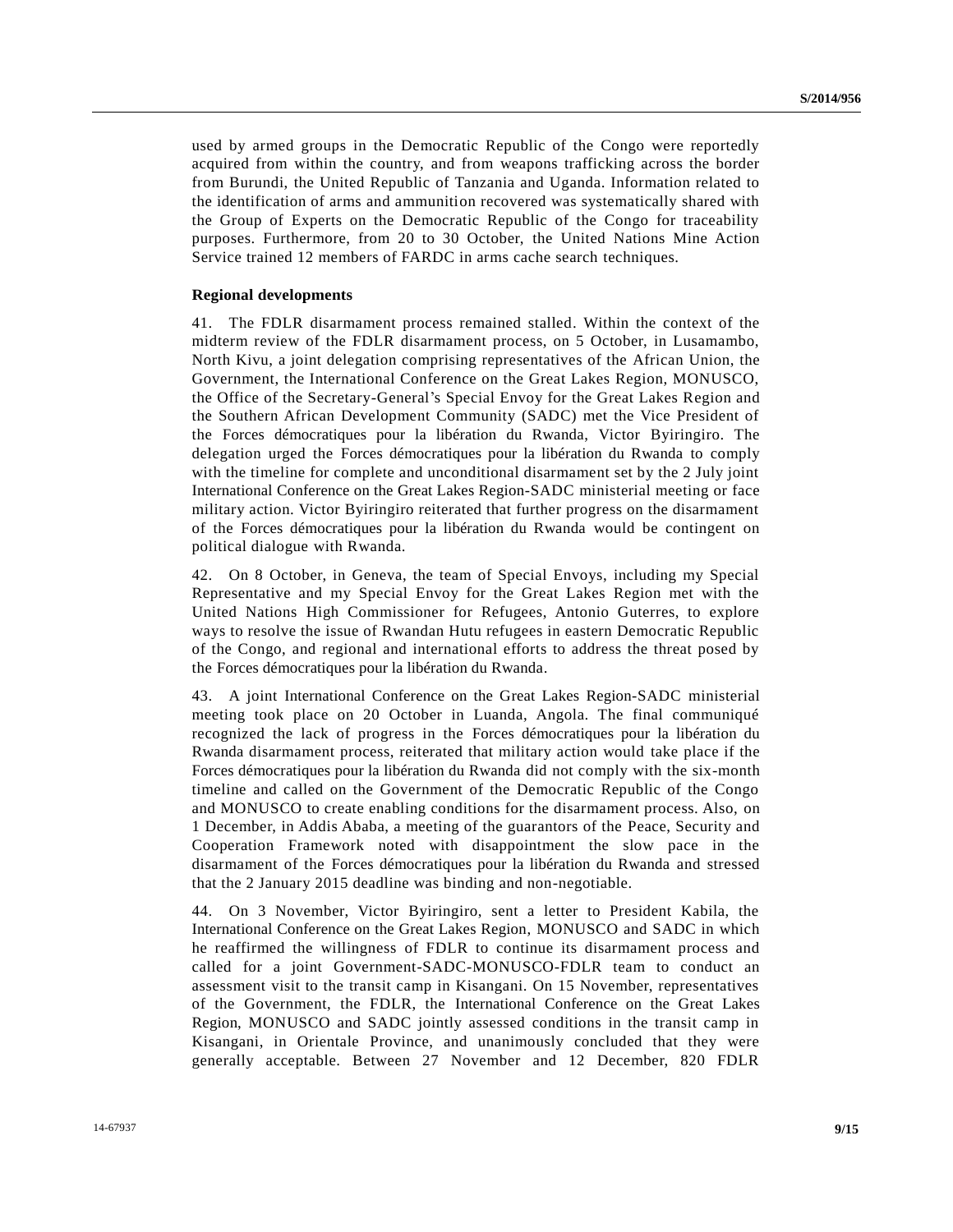used by armed groups in the Democratic Republic of the Congo were reportedly acquired from within the country, and from weapons trafficking across the border from Burundi, the United Republic of Tanzania and Uganda. Information related to the identification of arms and ammunition recovered was systematically shared with the Group of Experts on the Democratic Republic of the Congo for traceability purposes. Furthermore, from 20 to 30 October, the United Nations Mine Action Service trained 12 members of FARDC in arms cache search techniques.

**Regional developments**

41. The FDLR disarmament process remained stalled. Within the context of the midterm review of the FDLR disarmament process, on 5 October, in Lusamambo, North Kivu, a joint delegation comprising representatives of the African Union, the Government, the International Conference on the Great Lakes Region, MONUSCO, the Office of the Secretary-General's Special Envoy for the Great Lakes Region and the Southern African Development Community (SADC) met the Vice President of the Forces démocratiques pour la libération du Rwanda, Victor Byiringiro. The delegation urged the Forces démocratiques pour la libération du Rwanda to comply with the timeline for complete and unconditional disarmament set by the 2 July joint International Conference on the Great Lakes Region-SADC ministerial meeting or face military action. Victor Byiringiro reiterated that further progress on the disarmament of the Forces démocratiques pour la libération du Rwanda would be contingent on political dialogue with Rwanda.

42. On 8 October, in Geneva, the team of Special Envoys, including my Special Representative and my Special Envoy for the Great Lakes Region met with the United Nations High Commissioner for Refugees, Antonio Guterres, to explore ways to resolve the issue of Rwandan Hutu refugees in eastern Democratic Republic of the Congo, and regional and international efforts to address the threat posed by the Forces démocratiques pour la libération du Rwanda.

43. A joint International Conference on the Great Lakes Region-SADC ministerial meeting took place on 20 October in Luanda, Angola. The final communiqué recognized the lack of progress in the Forces démocratiques pour la libération du Rwanda disarmament process, reiterated that military action would take place if the Forces démocratiques pour la libération du Rwanda did not comply with the six-month timeline and called on the Government of the Democratic Republic of the Congo and MONUSCO to create enabling conditions for the disarmament process. Also, on 1 December, in Addis Ababa, a meeting of the guarantors of the Peace, Security and Cooperation Framework noted with disappointment the slow pace in the disarmament of the Forces démocratiques pour la libération du Rwanda and stressed that the 2 January 2015 deadline was binding and non-negotiable.

44. On 3 November, Victor Byiringiro, sent a letter to President Kabila, the International Conference on the Great Lakes Region, MONUSCO and SADC in which he reaffirmed the willingness of FDLR to continue its disarmament process and called for a joint Government-SADC-MONUSCO-FDLR team to conduct an assessment visit to the transit camp in Kisangani. On 15 November, representatives of the Government, the FDLR, the International Conference on the Great Lakes Region, MONUSCO and SADC jointly assessed conditions in the transit camp in Kisangani, in Orientale Province, and unanimously concluded that they were generally acceptable. Between 27 November and 12 December, 820 FDLR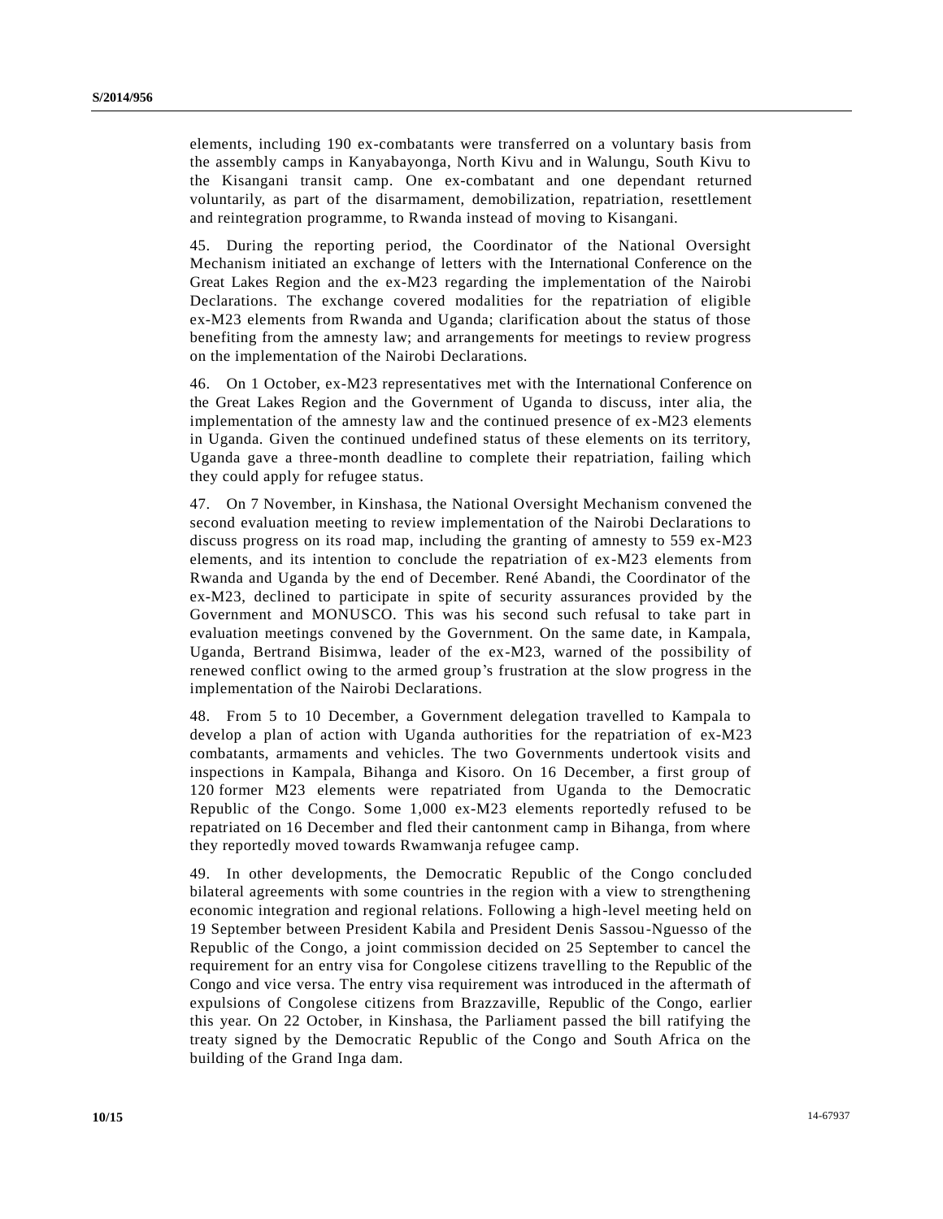elements, including 190 ex-combatants were transferred on a voluntary basis from the assembly camps in Kanyabayonga, North Kivu and in Walungu, South Kivu to the Kisangani transit camp. One ex-combatant and one dependant returned voluntarily, as part of the disarmament, demobilization, repatriation, resettlement and reintegration programme, to Rwanda instead of moving to Kisangani.

45. During the reporting period, the Coordinator of the National Oversight Mechanism initiated an exchange of letters with the International Conference on the Great Lakes Region and the ex-M23 regarding the implementation of the Nairobi Declarations. The exchange covered modalities for the repatriation of eligible ex-M23 elements from Rwanda and Uganda; clarification about the status of those benefiting from the amnesty law; and arrangements for meetings to review progress on the implementation of the Nairobi Declarations.

46. On 1 October, ex-M23 representatives met with the International Conference on the Great Lakes Region and the Government of Uganda to discuss, inter alia, the implementation of the amnesty law and the continued presence of ex-M23 elements in Uganda. Given the continued undefined status of these elements on its territory, Uganda gave a three-month deadline to complete their repatriation, failing which they could apply for refugee status.

47. On 7 November, in Kinshasa, the National Oversight Mechanism convened the second evaluation meeting to review implementation of the Nairobi Declarations to discuss progress on its road map, including the granting of amnesty to 559 ex-M23 elements, and its intention to conclude the repatriation of ex-M23 elements from Rwanda and Uganda by the end of December. René Abandi, the Coordinator of the ex-M23, declined to participate in spite of security assurances provided by the Government and MONUSCO. This was his second such refusal to take part in evaluation meetings convened by the Government. On the same date, in Kampala, Uganda, Bertrand Bisimwa, leader of the ex-M23, warned of the possibility of renewed conflict owing to the armed group's frustration at the slow progress in the implementation of the Nairobi Declarations.

48. From 5 to 10 December, a Government delegation travelled to Kampala to develop a plan of action with Uganda authorities for the repatriation of ex-M23 combatants, armaments and vehicles. The two Governments undertook visits and inspections in Kampala, Bihanga and Kisoro. On 16 December, a first group of 120 former M23 elements were repatriated from Uganda to the Democratic Republic of the Congo. Some 1,000 ex-M23 elements reportedly refused to be repatriated on 16 December and fled their cantonment camp in Bihanga, from where they reportedly moved towards Rwamwanja refugee camp.

49. In other developments, the Democratic Republic of the Congo concluded bilateral agreements with some countries in the region with a view to strengthening economic integration and regional relations. Following a high-level meeting held on 19 September between President Kabila and President Denis Sassou-Nguesso of the Republic of the Congo, a joint commission decided on 25 September to cancel the requirement for an entry visa for Congolese citizens travelling to the Republic of the Congo and vice versa. The entry visa requirement was introduced in the aftermath of expulsions of Congolese citizens from Brazzaville, Republic of the Congo, earlier this year. On 22 October, in Kinshasa, the Parliament passed the bill ratifying the treaty signed by the Democratic Republic of the Congo and South Africa on the building of the Grand Inga dam.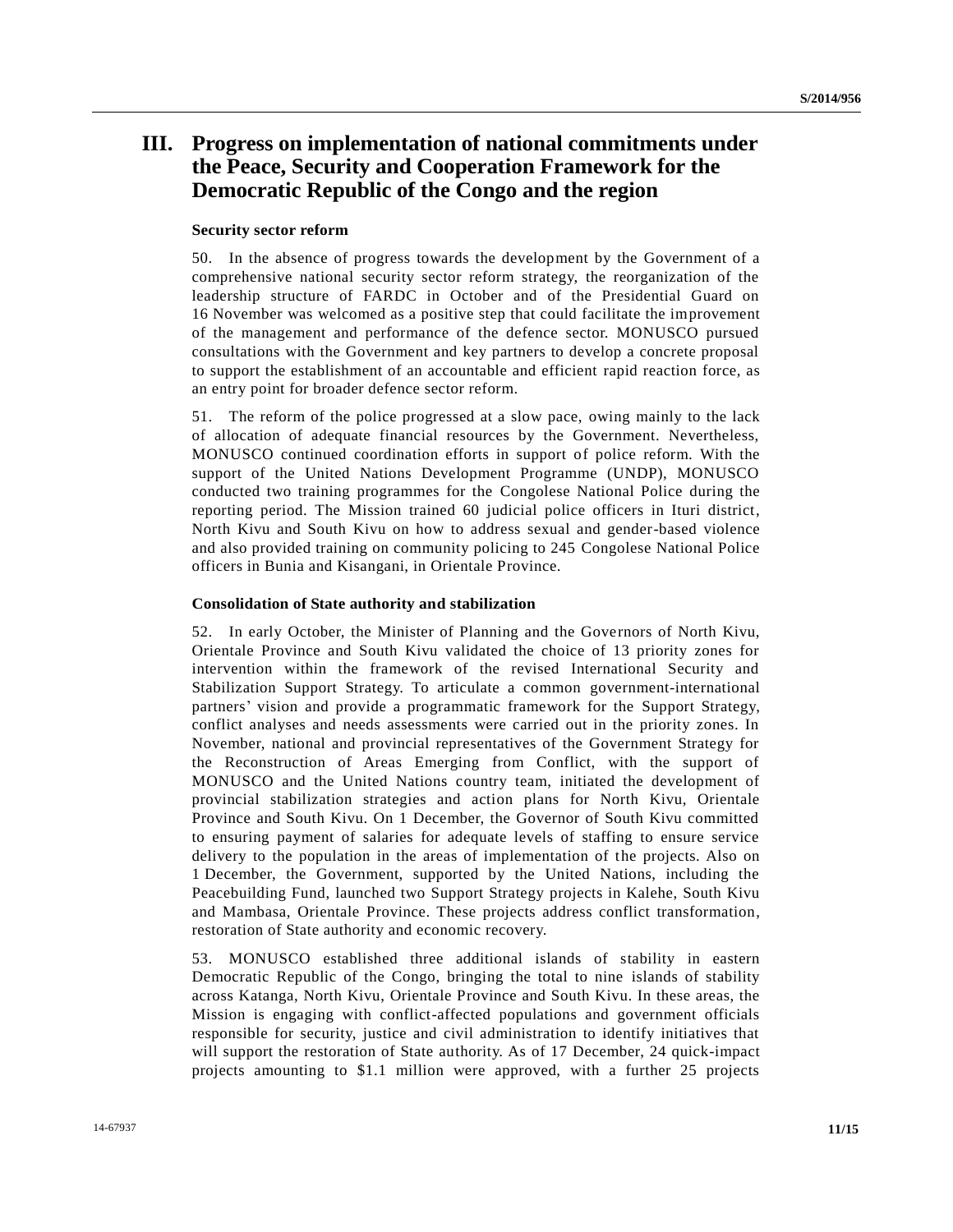# III. Progress on implementation of national commitments under the Peace, Security and Cooperation Framework for the Democratic Republic of the Congo and the region

### Security sector reform

50. In the absence of progress towards the development by the Government of a comprehensive national security sector reform strategy, the reorganization of the leadership structure of FARDC in October and of the Presidential Guard on 16 November was welcomed as a positive step that could facilitate the improvement of the management and performance of the defence sector. MONUSCO pursued consultations with the Government and key partners to develop a concrete proposal to support the establishment of an accountable and efficient rapid reaction force, as an entry point for broader defence sector reform.

51. The reform of the police progressed at a slow pace, owing mainly to the lack of allocation of adequate financial resources by the Government. Nevertheless, MONUSCO continued coordination efforts in support of police reform. With the support of the United Nations Development Programme (UNDP), MONUSCO conducted two training programmes for the Congolese National Police during the reporting period. The Mission trained 60 judicial police officers in Ituri district, North Kivu and South Kivu on how to address sexual and gender-based violence and also provided training on community policing to 245 Congolese National Police officers in Bunia and Kisangani, in Orientale Province.

### Consolidation of State authority and stabilization

52. In early October, the Minister of Planning and the Governors of North Kivu, Orientale Province and South Kivu validated the choice of 13 priority zones for intervention within the framework of the revised International Security and Stabilization Support Strategy. To articulate a common government-international partners' vision and provide a programmatic framework for the Support Strategy, conflict analyses and needs assessments were carried out in the priority zones. In November, national and provincial representatives of the Government Strategy for the Reconstruction of Areas Emerging from Conflict, with the support of MONUSCO and the United Nations country team, initiated the development of provincial stabilization strategies and action plans for North Kivu, Orientale Province and South Kivu. On 1 December, the Governor of South Kivu committed to ensuring payment of salaries for adequate levels of staffing to ensure service delivery to the population in the areas of implementation of the projects. Also on 1 December, the Government, supported by the United Nations, including the Peacebuilding Fund, launched two Support Strategy projects in Kalehe, South Kivu and Mambasa, Orientale Province. These projects address conflict transformation, restoration of State authority and economic recovery.

53. MONUSCO established three additional islands of stability in eastern Democratic Republic of the Congo, bringing the total to nine islands of stability across Katanga, North Kivu, Orientale Province and South Kivu. In these areas, the Mission is engaging with conflict-affected populations and government officials responsible for security, justice and civil administration to identify initiatives that will support the restoration of State authority. As of 17 December, 24 quick-impact projects amounting to $1.1 million were approved, with a further 25 projects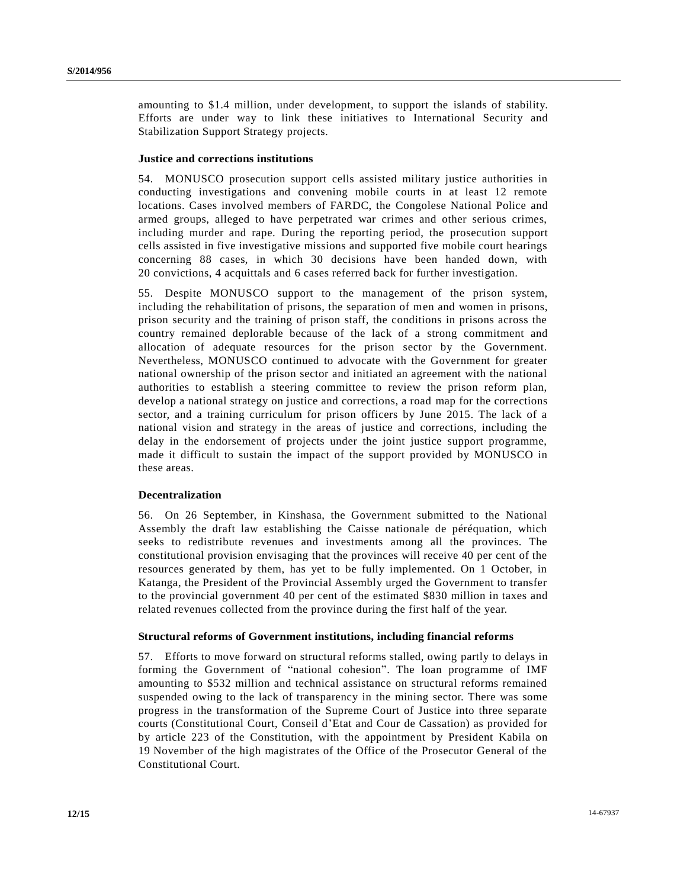amounting to $1.4 million, under development, to support the islands of stability. Efforts are under way to link these initiatives to International Security and Stabilization Support Strategy projects.

### Justice and corrections institutions

54. MONUSCO prosecution support cells assisted military justice authorities in conducting investigations and convening mobile courts in at least 12 remote locations. Cases involved members of FARDC, the Congolese National Police and armed groups, alleged to have perpetrated war crimes and other serious crimes, including murder and rape. During the reporting period, the prosecution support cells assisted in five investigative missions and supported five mobile court hearings concerning 88 cases, in which 30 decisions have been handed down, with 20 convictions, 4 acquittals and 6 cases referred back for further investigation.

55. Despite MONUSCO support to the management of the prison system, including the rehabilitation of prisons, the separation of men and women in prisons, prison security and the training of prison staff, the conditions in prisons across the country remained deplorable because of the lack of a strong commitment and allocation of adequate resources for the prison sector by the Government. Nevertheless, MONUSCO continued to advocate with the Government for greater national ownership of the prison sector and initiated an agreement with the national authorities to establish a steering committee to review the prison reform plan, develop a national strategy on justice and corrections, a road map for the corrections sector, and a training curriculum for prison officers by June 2015. The lack of a national vision and strategy in the areas of justice and corrections, including the delay in the endorsement of projects under the joint justice support programme, made it difficult to sustain the impact of the support provided by MONUSCO in these areas.

### Decentralization

56. On 26 September, in Kinshasa, the Government submitted to the National Assembly the draft law establishing the Caisse nationale de péréquation, which seeks to redistribute revenues and investments among all the provinces. The constitutional provision envisaging that the provinces will receive 40 per cent of the resources generated by them, has yet to be fully implemented. On 1 October, in Katanga, the President of the Provincial Assembly urged the Government to transfer to the provincial government 40 per cent of the estimated $830 million in taxes and related revenues collected from the province during the first half of the year.

### Structural reforms of Government institutions, including financial reforms

57. Efforts to move forward on structural reforms stalled, owing partly to delays in forming the Government of "national cohesion". The loan programme of IMF amounting to $532 million and technical assistance on structural reforms remained suspended owing to the lack of transparency in the mining sector. There was some progress in the transformation of the Supreme Court of Justice into three separate courts (Constitutional Court, Conseil d'Etat and Cour de Cassation) as provided for by article 223 of the Constitution, with the appointment by President Kabila on 19 November of the high magistrates of the Office of the Prosecutor General of the Constitutional Court.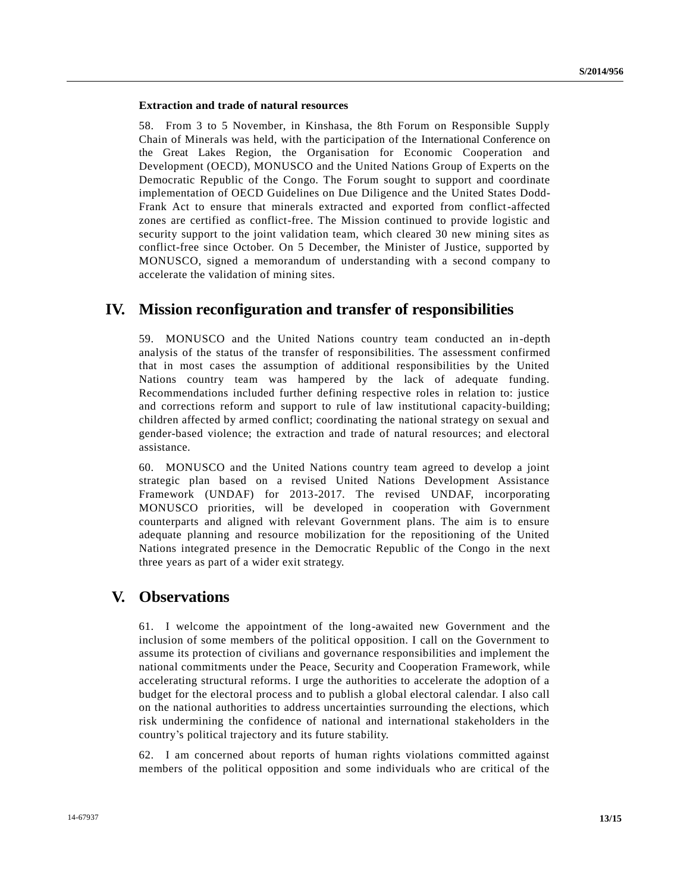### Extraction and trade of natural resources

58. From 3 to 5 November, in Kinshasa, the 8th Forum on Responsible Supply Chain of Minerals was held, with the participation of the International Conference on the Great Lakes Region, the Organisation for Economic Cooperation and Development (OECD), MONUSCO and the United Nations Group of Experts on the Democratic Republic of the Congo. The Forum sought to support and coordinate implementation of OECD Guidelines on Due Diligence and the United States Dodd-Frank Act to ensure that minerals extracted and exported from conflict-affected zones are certified as conflict-free. The Mission continued to provide logistic and security support to the joint validation team, which cleared 30 new mining sites as conflict-free since October. On 5 December, the Minister of Justice, supported by MONUSCO, signed a memorandum of understanding with a second company to accelerate the validation of mining sites.

## IV. Mission reconfiguration and transfer of responsibilities

59. MONUSCO and the United Nations country team conducted an in-depth analysis of the status of the transfer of responsibilities. The assessment confirmed that in most cases the assumption of additional responsibilities by the United Nations country team was hampered by the lack of adequate funding. Recommendations included further defining respective roles in relation to: justice and corrections reform and support to rule of law institutional capacity-building; children affected by armed conflict; coordinating the national strategy on sexual and gender-based violence; the extraction and trade of natural resources; and electoral assistance.

60. MONUSCO and the United Nations country team agreed to develop a joint strategic plan based on a revised United Nations Development Assistance Framework (UNDAF) for 2013-2017. The revised UNDAF, incorporating MONUSCO priorities, will be developed in cooperation with Government counterparts and aligned with relevant Government plans. The aim is to ensure adequate planning and resource mobilization for the repositioning of the United Nations integrated presence in the Democratic Republic of the Congo in the next three years as part of a wider exit strategy.

## V. Observations

61. I welcome the appointment of the long-awaited new Government and the inclusion of some members of the political opposition. I call on the Government to assume its protection of civilians and governance responsibilities and implement the national commitments under the Peace, Security and Cooperation Framework, while accelerating structural reforms. I urge the authorities to accelerate the adoption of a budget for the electoral process and to publish a global electoral calendar. I also call on the national authorities to address uncertainties surrounding the elections, which risk undermining the confidence of national and international stakeholders in the country's political trajectory and its future stability.

62. I am concerned about reports of human rights violations committed against members of the political opposition and some individuals who are critical of the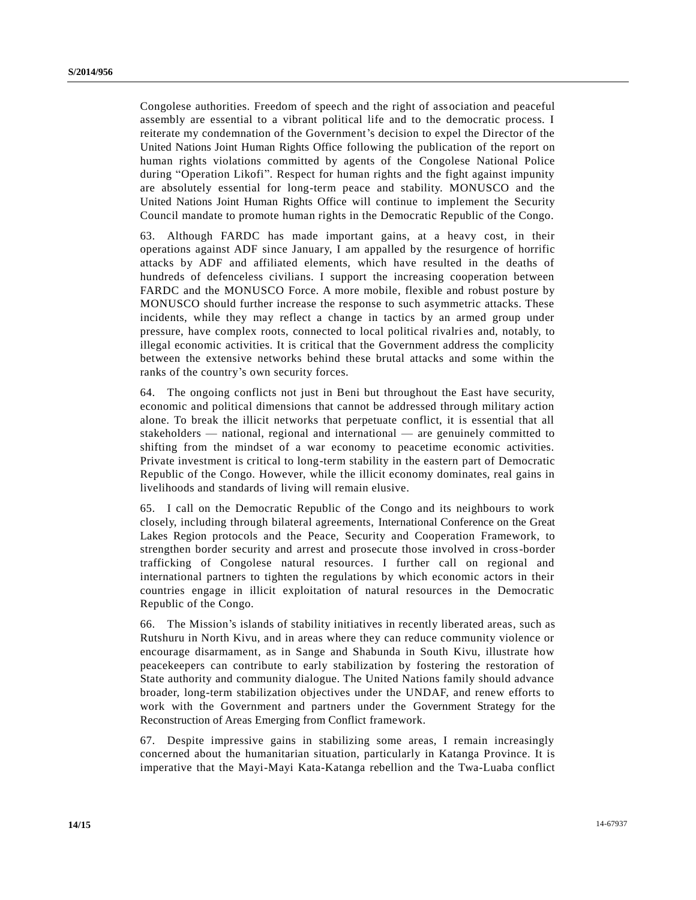Congolese authorities. Freedom of speech and the right of association and peaceful assembly are essential to a vibrant political life and to the democratic process. I reiterate my condemnation of the Government's decision to expel the Director of the United Nations Joint Human Rights Office following the publication of the report on human rights violations committed by agents of the Congolese National Police during "Operation Likofi". Respect for human rights and the fight against impunity are absolutely essential for long-term peace and stability. MONUSCO and the United Nations Joint Human Rights Office will continue to implement the Security Council mandate to promote human rights in the Democratic Republic of the Congo.

63. Although FARDC has made important gains, at a heavy cost, in their operations against ADF since January, I am appalled by the resurgence of horrific attacks by ADF and affiliated elements, which have resulted in the deaths of hundreds of defenceless civilians. I support the increasing cooperation between FARDC and the MONUSCO Force. A more mobile, flexible and robust posture by MONUSCO should further increase the response to such asymmetric attacks. These incidents, while they may reflect a change in tactics by an armed group under pressure, have complex roots, connected to local political rivalries and, notably, to illegal economic activities. It is critical that the Government address the complicity between the extensive networks behind these brutal attacks and some within the ranks of the country's own security forces.

64. The ongoing conflicts not just in Beni but throughout the East have security, economic and political dimensions that cannot be addressed through military action alone. To break the illicit networks that perpetuate conflict, it is essential that all stakeholders — national, regional and international — are genuinely committed to shifting from the mindset of a war economy to peacetime economic activities. Private investment is critical to long-term stability in the eastern part of Democratic Republic of the Congo. However, while the illicit economy dominates, real gains in livelihoods and standards of living will remain elusive.

65. I call on the Democratic Republic of the Congo and its neighbours to work closely, including through bilateral agreements, International Conference on the Great Lakes Region protocols and the Peace, Security and Cooperation Framework, to strengthen border security and arrest and prosecute those involved in cross-border trafficking of Congolese natural resources. I further call on regional and international partners to tighten the regulations by which economic actors in their countries engage in illicit exploitation of natural resources in the Democratic Republic of the Congo.

66. The Mission's islands of stability initiatives in recently liberated areas, such as Rutshuru in North Kivu, and in areas where they can reduce community violence or encourage disarmament, as in Sange and Shabunda in South Kivu, illustrate how peacekeepers can contribute to early stabilization by fostering the restoration of State authority and community dialogue. The United Nations family should advance broader, long-term stabilization objectives under the UNDAF, and renew efforts to work with the Government and partners under the Government Strategy for the Reconstruction of Areas Emerging from Conflict framework.

67. Despite impressive gains in stabilizing some areas, I remain increasingly concerned about the humanitarian situation, particularly in Katanga Province. It is imperative that the Mayi-Mayi Kata-Katanga rebellion and the Twa-Luaba conflict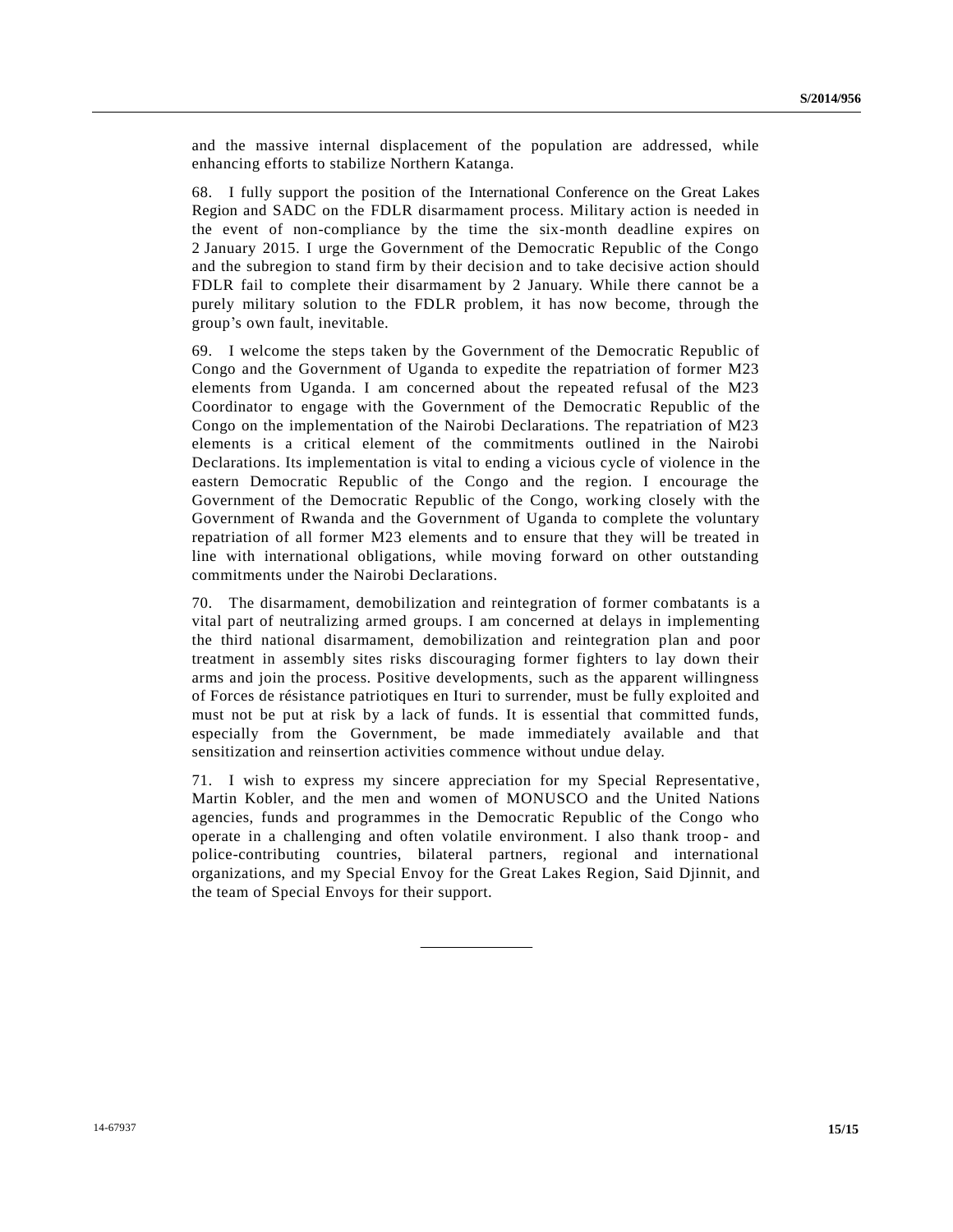and the massive internal displacement of the population are addressed, while enhancing efforts to stabilize Northern Katanga.

68. I fully support the position of the International Conference on the Great Lakes Region and SADC on the FDLR disarmament process. Military action is needed in the event of non-compliance by the time the six-month deadline expires on 2 January 2015. I urge the Government of the Democratic Republic of the Congo and the subregion to stand firm by their decision and to take decisive action should FDLR fail to complete their disarmament by 2 January. While there cannot be a purely military solution to the FDLR problem, it has now become, through the group's own fault, inevitable.

69. I welcome the steps taken by the Government of the Democratic Republic of Congo and the Government of Uganda to expedite the repatriation of former M23 elements from Uganda. I am concerned about the repeated refusal of the M23 Coordinator to engage with the Government of the Democratic Republic of the Congo on the implementation of the Nairobi Declarations. The repatriation of M23 elements is a critical element of the commitments outlined in the Nairobi Declarations. Its implementation is vital to ending a vicious cycle of violence in the eastern Democratic Republic of the Congo and the region. I encourage the Government of the Democratic Republic of the Congo, working closely with the Government of Rwanda and the Government of Uganda to complete the voluntary repatriation of all former M23 elements and to ensure that they will be treated in line with international obligations, while moving forward on other outstanding commitments under the Nairobi Declarations.

70. The disarmament, demobilization and reintegration of former combatants is a vital part of neutralizing armed groups. I am concerned at delays in implementing the third national disarmament, demobilization and reintegration plan and poor treatment in assembly sites risks discouraging former fighters to lay down their arms and join the process. Positive developments, such as the apparent willingness of Forces de résistance patriotiques en Ituri to surrender, must be fully exploited and must not be put at risk by a lack of funds. It is essential that committed funds, especially from the Government, be made immediately available and that sensitization and reinsertion activities commence without undue delay.

71. I wish to express my sincere appreciation for my Special Representative, Martin Kobler, and the men and women of MONUSCO and the United Nations agencies, funds and programmes in the Democratic Republic of the Congo who operate in a challenging and often volatile environment. I also thank troop- and police-contributing countries, bilateral partners, regional and international organizations, and my Special Envoy for the Great Lakes Region, Said Djinnit, and the team of Special Envoys for their support.